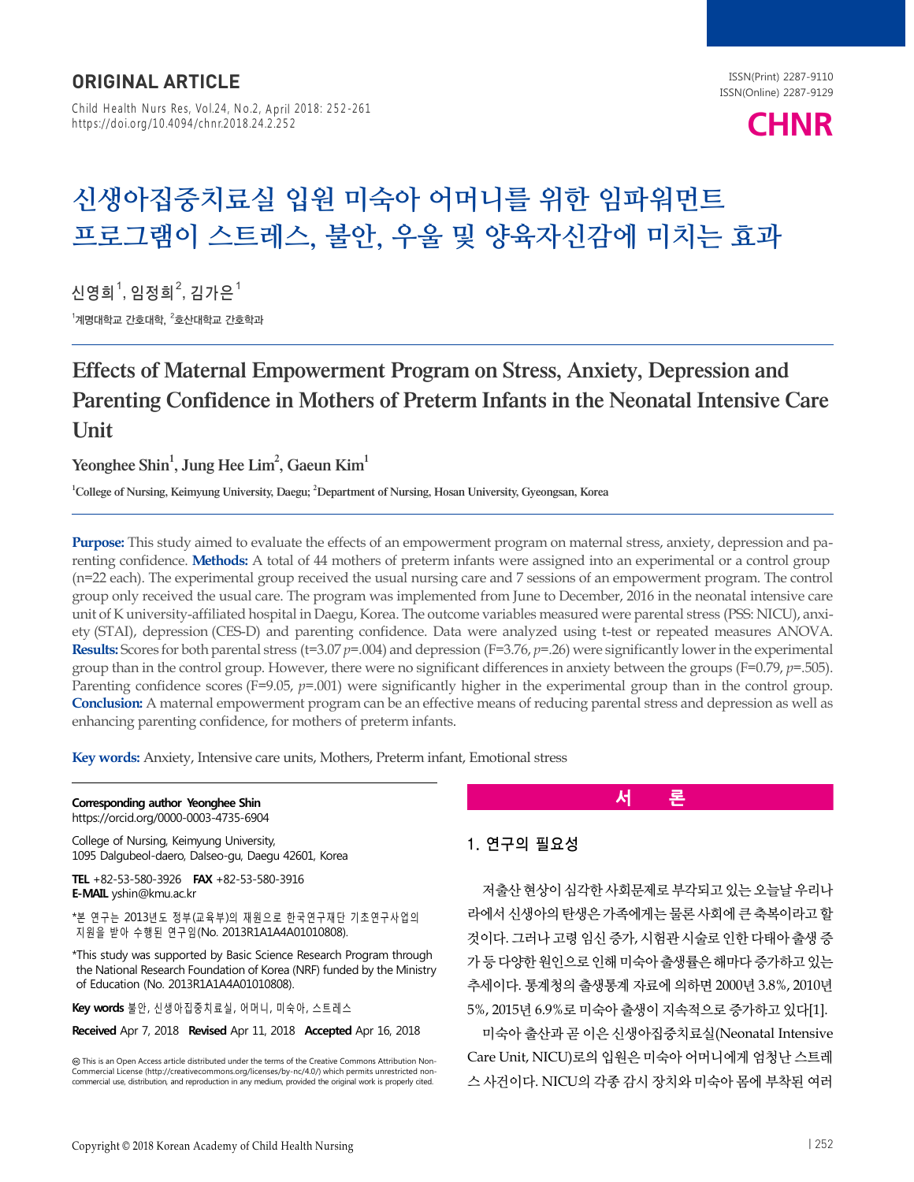## ORIGINAL ARTICLE

ISSN(Print) 2287-9110
ISSN(Online) 2287-9129

# 신생아집중치료실 입원 미숙아 어머니를 위한 임파워먼트 프로그램이 스트레스, 불안, 우울 및 양육자신감에 미치는 효과

신영희[1], 임정희[2], 김가은[1]

[1]계명대학교 간호대학, [2]호산대학교 간호학과

# Effects of Maternal Empowerment Program on Stress, Anxiety, Depression and Parenting Confidence in Mothers of Preterm Infants in the Neonatal Intensive Care Unit

Yeonghee Shin[1], Jung Hee Lim[2], Gaeun Kim[1]

[1]College of Nursing, Keimyung University, Daegu; [2]Department of Nursing, Hosan University, Gyeongsan, Korea

**Purpose:** This study aimed to evaluate the effects of an empowerment program on maternal stress, anxiety, depression and parenting confidence. **Methods:** A total of 44 mothers of preterm infants were assigned into an experimental or a control group (n=22 each). The experimental group received the usual nursing care and 7 sessions of an empowerment program. The control group only received the usual care. The program was implemented from June to December, 2016 in the neonatal intensive care unit of K university-affiliated hospital in Daegu, Korea. The outcome variables measured were parental stress (PSS: NICU), anxiety (STAI), depression (CES-D) and parenting confidence. Data were analyzed using t-test or repeated measures ANOVA. **Results:** Scores for both parental stress (t=3.07 *p*=.004) and depression (F=3.76, *p*=.26) were significantly lower in the experimental group than in the control group. However, there were no significant differences in anxiety between the groups (F=0.79, *p*=.505). Parenting confidence scores (F=9.05, *p*=.001) were significantly higher in the experimental group than in the control group. **Conclusion:** A maternal empowerment program can be an effective means of reducing parental stress and depression as well as enhancing parenting confidence, for mothers of preterm infants.

**Key words:** Anxiety, Intensive care units, Mothers, Preterm infant, Emotional stress

**Corresponding author** **Yeonghee Shin**
https://orcid.org/0000-0003-4735-6904

College of Nursing, Keimyung University,
1095 Dalgubeol-daero, Dalseo-gu, Daegu 42601, Korea

**TEL** +82-53-580-3926 **FAX** +82-53-580-3916
**E-MAIL** yshin@kmu.ac.kr

*본 연구는 2013년도 정부(교육부)의 재원으로 한국연구재단 기초연구사업의 지원을 받아 수행된 연구임(No. 2013R1A1A4A01010808).

*This study was supported by Basic Science Research Program through the National Research Foundation of Korea (NRF) funded by the Ministry of Education (No. 2013R1A1A4A01010808).

**Key words** 불안, 신생아집중치료실, 어머니, 미숙아, 스트레스

**Received** Apr 7, 2018 **Revised** Apr 11, 2018 **Accepted** Apr 16, 2018

This is an Open Access article distributed under the terms of the Creative Commons Attribution Non-Commercial License (http://creativecommons.org/licenses/by-nc/4.0/) which permits unrestricted non-commercial use, distribution, and reproduction in any medium, provided the original work is properly cited.

## 서 론

### 1. 연구의 필요성

저출산 현상이 심각한 사회문제로 부각되고 있는 오늘날 우리나라에서 신생아의 탄생은 가족에게는 물론 사회에 큰 축복이라고 할 것이다. 그러나 고령 임신 증가, 시험관 시술로 인한 다태아 출생 증가 등 다양한 원인으로 인해 미숙아 출생률은 해마다 증가하고 있는 추세이다. 통계청의 출생통계 자료에 의하면 2000년 3.8%, 2010년 5%, 2015년 6.9%로 미숙아 출생이 지속적으로 증가하고 있다[1].

미숙아 출산과 곧 이은 신생아집중치료실(Neonatal Intensive Care Unit, NICU)로의 입원은 미숙아 어머니에게 엄청난 스트레스 사건이다. NICU의 각종 감시 장치와 미숙아 몸에 부착된 여러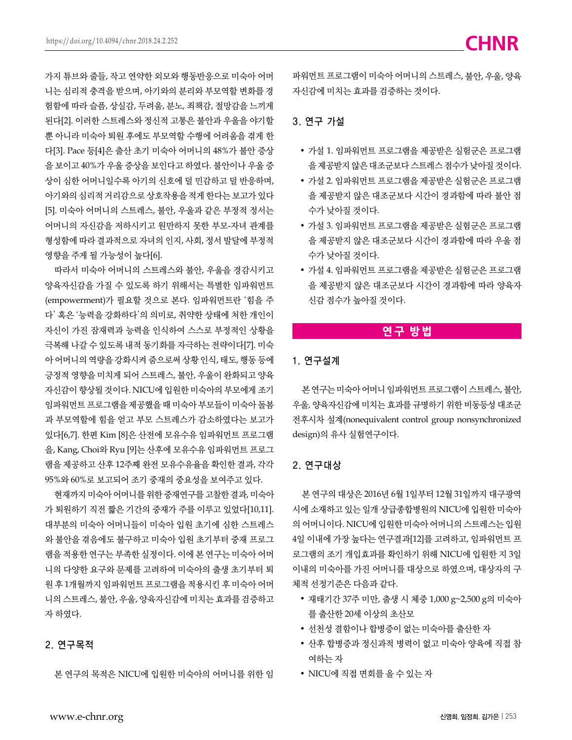가지 튜브와 줄들, 작고 연약한 외모와 행동반응으로 미숙아 어머니는 심리적 충격을 받으며, 아기와의 분리와 부모역할 변화를 경험함에 따라 슬픔, 상실감, 두려움, 분노, 죄책감, 절망감을 느끼게 된다[2]. 이러한 스트레스와 정신적 고통은 불안과 우울을 야기할 뿐 아니라 미숙아 퇴원 후에도 부모역할 수행에 어려움을 겪게 한다[3]. Pace 등[4]은 출산 초기 미숙아 어머니의 48%가 불안 증상을 보이고 40%가 우울 증상을 보인다고 하였다. 불안이나 우울 증상이 심한 어머니일수록 아기의 신호에 덜 민감하고 덜 반응하며, 아기와의 심리적 거리감으로 상호작용을 적게 한다는 보고가 있다[5]. 미숙아 어머니의 스트레스, 불안, 우울과 같은 부정적 정서는 어머니의 자신감을 저하시키고 원만하지 못한 부모-자녀 관계를 형성함에 따라 결과적으로 자녀의 인지, 사회, 정서 발달에 부정적 영향을 주게 될 가능성이 높다[6].

따라서 미숙아 어머니의 스트레스와 불안, 우울을 경감시키고 양육자신감을 가질 수 있도록 하기 위해서는 특별한 임파워먼트(empowerment)가 필요할 것으로 본다. 임파워먼트란 '힘을 주다' 혹은 '능력을 강화하다'의 의미로, 취약한 상태에 처한 개인이 자신이 가진 잠재력과 능력을 인식하여 스스로 부정적인 상황을 극복해 나갈 수 있도록 내적 동기화를 자극하는 전략이다[7]. 미숙아 어머니의 역량을 강화시켜 줌으로써 상황 인식, 태도, 행동 등에 긍정적 영향을 미치게 되어 스트레스, 불안, 우울이 완화되고 양육자신감이 향상될 것이다. NICU에 입원한 미숙아의 부모에게 조기 임파워먼트 프로그램을 제공했을 때 미숙아 부모들이 미숙아 돌봄과 부모역할에 힘을 얻고 부모 스트레스가 감소하였다는 보고가 있다[6,7]. 한편 Kim [8]은 산전에 모유수유 임파워먼트 프로그램을, Kang, Choi와 Ryu [9]는 산후에 모유수유 임파워먼트 프로그램을 제공하고 산후 12주째 완전 모유수유율을 확인한 결과, 각각 95%와 60%로 보고되어 조기 중재의 중요성을 보여주고 있다.

현재까지 미숙아 어머니를 위한 중재연구를 고찰한 결과, 미숙아가 퇴원하기 직전 짧은 기간의 중재가 주를 이루고 있었다[10,11]. 대부분의 미숙아 어머니들이 미숙아 입원 초기에 심한 스트레스와 불안을 겪음에도 불구하고 미숙아 입원 초기부터 중재 프로그램을 적용한 연구는 부족한 실정이다. 이에 본 연구는 미숙아 어머니의 다양한 요구와 문제를 고려하여 미숙아의 출생 초기부터 퇴원 후 1개월까지 임파워먼트 프로그램을 적용시킨 후 미숙아 어머니의 스트레스, 불안, 우울, 양육자신감에 미치는 효과를 검증하고자 하였다.

## 2. 연구목적

본 연구의 목적은 NICU에 입원한 미숙아의 어머니를 위한 임파워먼트 프로그램이 미숙아 어머니의 스트레스, 불안, 우울, 양육자신감에 미치는 효과를 검증하는 것이다.

## 3. 연구 가설

- 가설 1. 임파워먼트 프로그램을 제공받은 실험군은 프로그램을 제공받지 않은 대조군보다 스트레스 점수가 낮아질 것이다.
- 가설 2. 임파워먼트 프로그램을 제공받은 실험군은 프로그램을 제공받지 않은 대조군보다 시간이 경과함에 따라 불안 점수가 낮아질 것이다.
- 가설 3. 임파워먼트 프로그램을 제공받은 실험군은 프로그램을 제공받지 않은 대조군보다 시간이 경과함에 따라 우울 점수가 낮아질 것이다.
- 가설 4. 임파워먼트 프로그램을 제공받은 실험군은 프로그램을 제공받지 않은 대조군보다 시간이 경과함에 따라 양육자신감 점수가 높아질 것이다.

# 연구 방법

## 1. 연구설계

본 연구는 미숙아 어머니 임파워먼트 프로그램이 스트레스, 불안, 우울, 양육자신감에 미치는 효과를 규명하기 위한 비동등성 대조군 전후시차 설계(nonequivalent control group nonsynchronized design)의 유사 실험연구이다.

## 2. 연구대상

본 연구의 대상은 2016년 6월 1일부터 12월 31일까지 대구광역시에 소재하고 있는 일개 상급종합병원의 NICU에 입원한 미숙아의 어머니이다. NICU에 입원한 미숙아 어머니의 스트레스는 입원 4일 이내에 가장 높다는 연구결과[12]를 고려하고, 임파워먼트 프로그램의 조기 개입효과를 확인하기 위해 NICU에 입원한 지 3일 이내의 미숙아를 가진 어머니를 대상으로 하였으며, 대상자의 구체적 선정기준은 다음과 같다.

- 재태기간 37주 미만, 출생 시 체중 1,000 g~2,500 g의 미숙아를 출산한 20세 이상의 초산모
- 선천성 결함이나 합병증이 없는 미숙아를 출산한 자
- 산후 합병증과 정신과적 병력이 없고 미숙아 양육에 직접 참여하는 자
- NICU에 직접 면회를 올 수 있는 자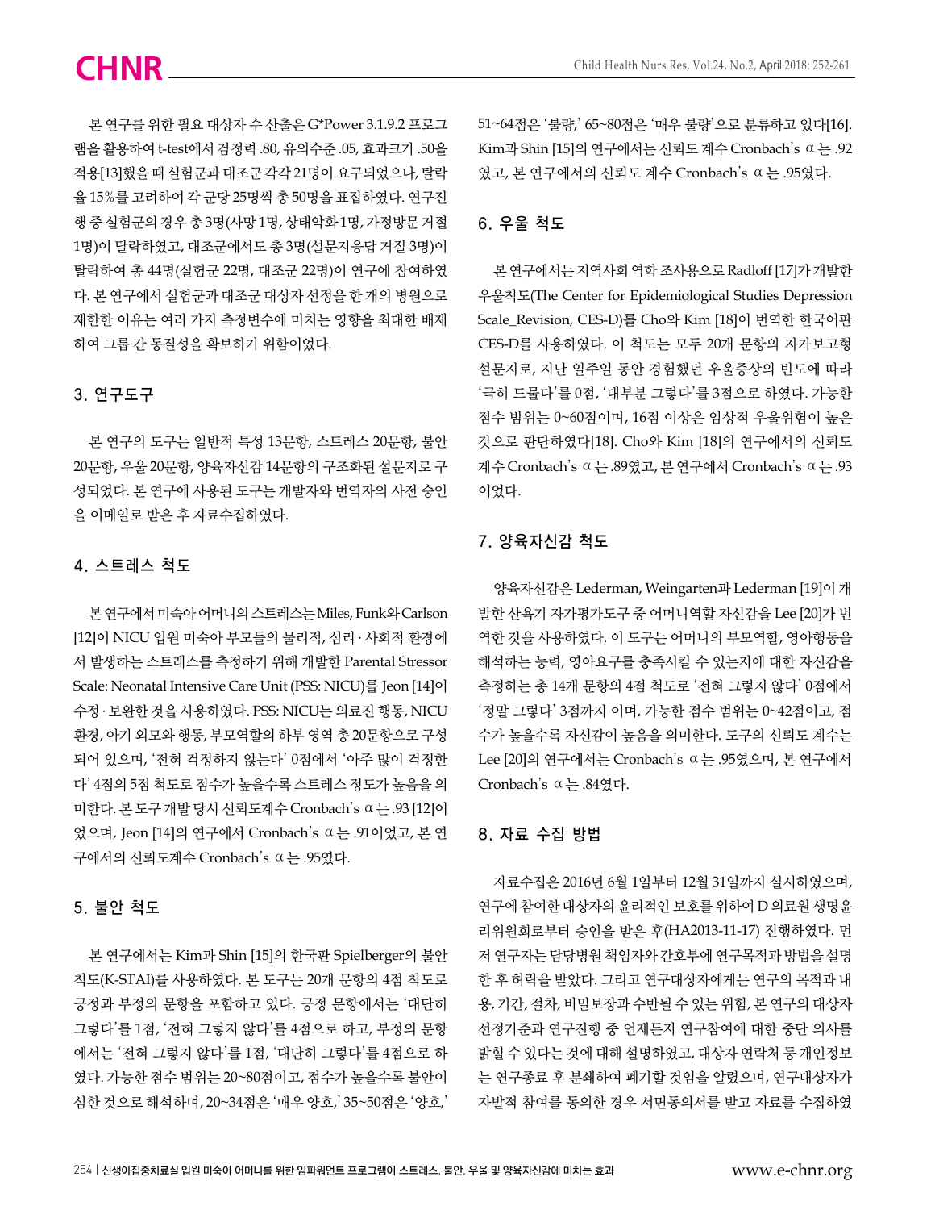본 연구를 위한 필요 대상자 수 산출은 G*Power 3.1.9.2 프로그램을 활용하여 t-test에서 검정력 .80, 유의수준 .05, 효과크기 .50을 적용[13]했을 때 실험군과 대조군 각각 21명이 요구되었으나, 탈락율 15%를 고려하여 각 군당 25명씩 총 50명을 표집하였다. 연구진행 중 실험군의 경우 총 3명(사망 1명, 상태악화 1명, 가정방문 거절 1명)이 탈락하였고, 대조군에서도 총 3명(설문지응답 거절 3명)이 탈락하여 총 44명(실험군 22명, 대조군 22명)이 연구에 참여하였다. 본 연구에서 실험군과 대조군 대상자 선정을 한 개의 병원으로 제한한 이유는 여러 가지 측정변수에 미치는 영향을 최대한 배제하여 그룹 간 동질성을 확보하기 위함이었다.

## 3. 연구도구

본 연구의 도구는 일반적 특성 13문항, 스트레스 20문항, 불안 20문항, 우울 20문항, 양육자신감 14문항의 구조화된 설문지로 구성되었다. 본 연구에 사용된 도구는 개발자와 번역자의 사전 승인을 이메일로 받은 후 자료수집하였다.

## 4. 스트레스 척도

본 연구에서 미숙아 어머니의 스트레스는 Miles, Funk와 Carlson [12]이 NICU 입원 미숙아 부모들의 물리적, 심리 · 사회적 환경에서 발생하는 스트레스를 측정하기 위해 개발한 Parental Stressor Scale: Neonatal Intensive Care Unit (PSS: NICU)를 Jeon [14]이 수정 · 보완한 것을 사용하였다. PSS: NICU는 의료진 행동, NICU 환경, 아기 외모와 행동, 부모역할의 하부 영역 총 20문항으로 구성되어 있으며, '전혀 걱정하지 않는다' 0점에서 '아주 많이 걱정한다' 4점의 5점 척도로 점수가 높을수록 스트레스 정도가 높음을 의미한다. 본 도구 개발 당시 신뢰도계수 Cronbach's α는 .93 [12]이었으며, Jeon [14]의 연구에서 Cronbach's α는 .91이었고, 본 연구에서의 신뢰도계수 Cronbach's α는 .95였다.

## 5. 불안 척도

본 연구에서는 Kim과 Shin [15]의 한국판 Spielberger의 불안척도(K-STAI)를 사용하였다. 본 도구는 20개 문항의 4점 척도로 긍정과 부정의 문항을 포함하고 있다. 긍정 문항에서는 '대단히 그렇다'를 1점, '전혀 그렇지 않다'를 4점으로 하고, 부정의 문항에서는 '전혀 그렇지 않다'를 1점, '대단히 그렇다'를 4점으로 하였다. 가능한 점수 범위는 20~80점이고, 점수가 높을수록 불안이 심한 것으로 해석하며, 20~34점은 '매우 양호,' 35~50점은 '양호,' 51~64점은 '불량,' 65~80점은 '매우 불량'으로 분류하고 있다[16]. Kim과 Shin [15]의 연구에서는 신뢰도 계수 Cronbach's α는 .92였고, 본 연구에서의 신뢰도 계수 Cronbach's α는 .95였다.

## 6. 우울 척도

본 연구에서는 지역사회 역학 조사용으로 Radloff [17]가 개발한 우울척도(The Center for Epidemiological Studies Depression Scale_Revision, CES-D)를 Cho와 Kim [18]이 번역한 한국어판 CES-D를 사용하였다. 이 척도는 모두 20개 문항의 자가보고형 설문지로, 지난 일주일 동안 경험했던 우울증상의 빈도에 따라 '극히 드물다'를 0점, '대부분 그렇다'를 3점으로 하였다. 가능한 점수 범위는 0~60점이며, 16점 이상은 임상적 우울위험이 높은 것으로 판단하였다[18]. Cho와 Kim [18]의 연구에서의 신뢰도 계수 Cronbach's α는 .89였고, 본 연구에서 Cronbach's α는 .93이었다.

## 7. 양육자신감 척도

양육자신감은 Lederman, Weingarten과 Lederman [19]이 개발한 산욕기 자가평가도구 중 어머니역할 자신감을 Lee [20]가 번역한 것을 사용하였다. 이 도구는 어머니의 부모역할, 영아행동을 해석하는 능력, 영아요구를 충족시킬 수 있는지에 대한 자신감을 측정하는 총 14개 문항의 4점 척도로 '전혀 그렇지 않다' 0점에서 '정말 그렇다' 3점까지 이며, 가능한 점수 범위는 0~42점이고, 점수가 높을수록 자신감이 높음을 의미한다. 도구의 신뢰도 계수는 Lee [20]의 연구에서는 Cronbach's α는 .95였으며, 본 연구에서 Cronbach's α는 .84였다.

## 8. 자료 수집 방법

자료수집은 2016년 6월 1일부터 12월 31일까지 실시하였으며, 연구에 참여한 대상자의 윤리적인 보호를 위하여 D 의료원 생명윤리위원회로부터 승인을 받은 후(HA2013-11-17) 진행하였다. 먼저 연구자는 담당병원 책임자와 간호부에 연구목적과 방법을 설명한 후 허락을 받았다. 그리고 연구대상자에게는 연구의 목적과 내용, 기간, 절차, 비밀보장과 수반될 수 있는 위험, 본 연구의 대상자 선정기준과 연구진행 중 언제든지 연구참여에 대한 중단 의사를 밝힐 수 있다는 것에 대해 설명하였고, 대상자 연락처 등 개인정보는 연구종료 후 분쇄하여 폐기할 것임을 알렸으며, 연구대상자가 자발적 참여를 동의한 경우 서면동의서를 받고 자료를 수집하였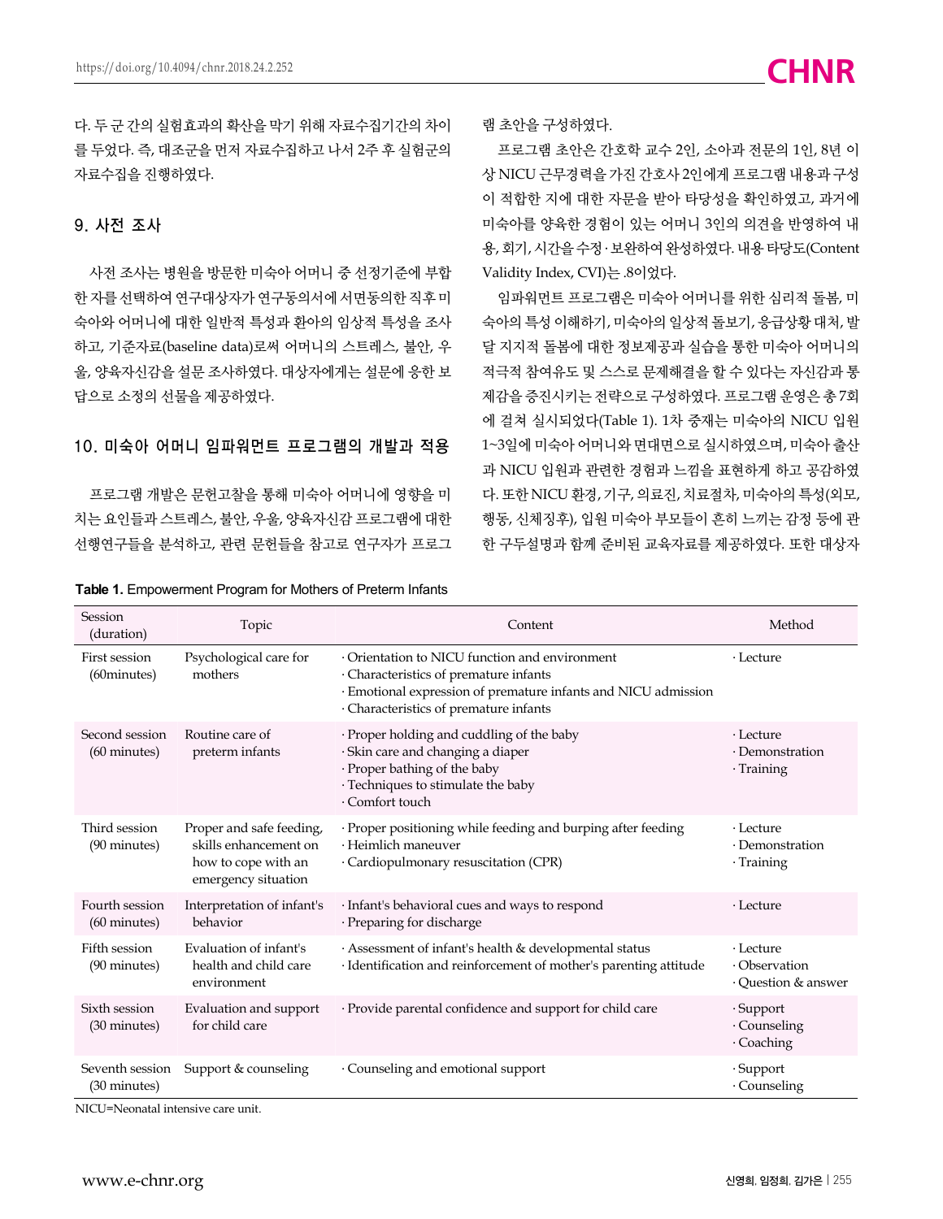다. 두 군 간의 실험효과의 확산을 막기 위해 자료수집기간의 차이를 두었다. 즉, 대조군을 먼저 자료수집하고 나서 2주 후 실험군의 자료수집을 진행하였다.

## 9. 사전 조사

사전 조사는 병원을 방문한 미숙아 어머니 중 선정기준에 부합한 자를 선택하여 연구대상자가 연구동의서에 서면동의한 직후 미숙아와 어머니에 대한 일반적 특성과 환아의 임상적 특성을 조사하고, 기준자료(baseline data)로써 어머니의 스트레스, 불안, 우울, 양육자신감을 설문 조사하였다. 대상자에게는 설문에 응한 보답으로 소정의 선물을 제공하였다.

## 10. 미숙아 어머니 임파워먼트 프로그램의 개발과 적용

프로그램 개발은 문헌고찰을 통해 미숙아 어머니에 영향을 미치는 요인들과 스트레스, 불안, 우울, 양육자신감 프로그램에 대한 선행연구들을 분석하고, 관련 문헌들을 참고로 연구자가 프로그램 초안을 구성하였다.

프로그램 초안은 간호학 교수 2인, 소아과 전문의 1인, 8년 이상 NICU 근무경력을 가진 간호사 2인에게 프로그램 내용과 구성이 적합한 지에 대한 자문을 받아 타당성을 확인하였고, 과거에 미숙아를 양육한 경험이 있는 어머니 3인의 의견을 반영하여 내용, 회기, 시간을 수정·보완하여 완성하였다. 내용 타당도(Content Validity Index, CVI)는 .8이었다.

임파워먼트 프로그램은 미숙아 어머니를 위한 심리적 돌봄, 미숙아의 특성 이해하기, 미숙아의 일상적 돌보기, 응급상황 대처, 발달 지지적 돌봄에 대한 정보제공과 실습을 통한 미숙아 어머니의 적극적 참여유도 및 스스로 문제해결을 할 수 있다는 자신감과 통제감을 증진시키는 전략으로 구성하였다. 프로그램 운영은 총 7회에 걸쳐 실시되었다(Table 1). 1차 중재는 미숙아의 NICU 입원 1~3일에 미숙아 어머니와 면대면으로 실시하였으며, 미숙아 출산과 NICU 입원과 관련한 경험과 느낌을 표현하게 하고 공감하였다. 또한 NICU 환경, 기구, 의료진, 치료절차, 미숙아의 특성(외모, 행동, 신체징후), 입원 미숙아 부모들이 흔히 느끼는 감정 등에 관한 구두설명과 함께 준비된 교육자료를 제공하였다. 또한 대상자

**Table 1.** Empowerment Program for Mothers of Preterm Infants

| Session (duration) | Topic | Content | Method |
|---|---|---|---|
| First session (60minutes) | Psychological care for mothers | · Orientation to NICU function and environment<br>· Characteristics of premature infants<br>· Emotional expression of premature infants and NICU admission<br>· Characteristics of premature infants | · Lecture |
| Second session (60 minutes) | Routine care of preterm infants | · Proper holding and cuddling of the baby<br>· Skin care and changing a diaper<br>· Proper bathing of the baby<br>· Techniques to stimulate the baby<br>· Comfort touch | · Lecture<br>· Demonstration<br>· Training |
| Third session (90 minutes) | Proper and safe feeding, skills enhancement on how to cope with an emergency situation | · Proper positioning while feeding and burping after feeding<br>· Heimlich maneuver<br>· Cardiopulmonary resuscitation (CPR) | · Lecture<br>· Demonstration<br>· Training |
| Fourth session (60 minutes) | Interpretation of infant's behavior | · Infant's behavioral cues and ways to respond<br>· Preparing for discharge | · Lecture |
| Fifth session (90 minutes) | Evaluation of infant's health and child care environment | · Assessment of infant's health & developmental status<br>· Identification and reinforcement of mother's parenting attitude | · Lecture<br>· Observation<br>· Question & answer |
| Sixth session (30 minutes) | Evaluation and support for child care | · Provide parental confidence and support for child care | · Support<br>· Counseling<br>· Coaching |
| Seventh session (30 minutes) | Support & counseling | · Counseling and emotional support | · Support<br>· Counseling |

NICU=Neonatal intensive care unit.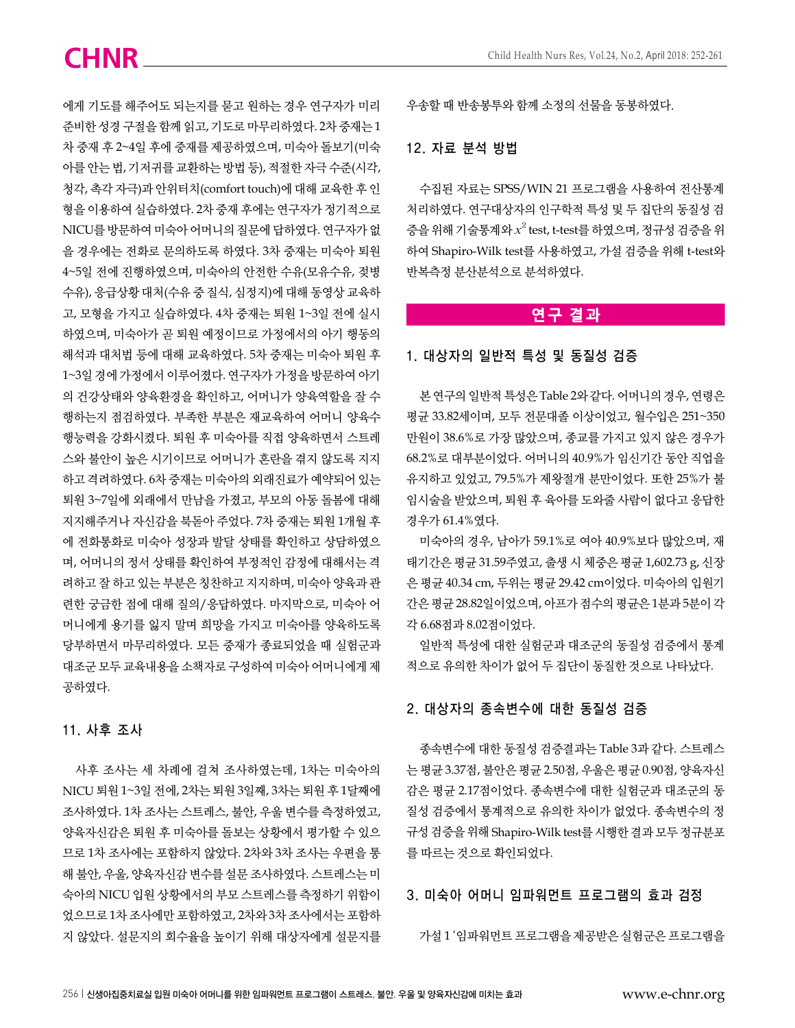에게 기도를 해주어도 되는지를 묻고 원하는 경우 연구자가 미리 준비한 성경 구절을 함께 읽고, 기도로 마무리하였다. 2차 중재는 1차 중재 후 2~4일 후에 중재를 제공하였으며, 미숙아 돌보기(미숙아를 안는 법, 기저귀를 교환하는 방법 등), 적절한 자극 수준(시각, 청각, 촉각 자극)과 안위터치(comfort touch)에 대해 교육한 후 인형을 이용하여 실습하였다. 2차 중재 후에는 연구자가 정기적으로 NICU를 방문하여 미숙아 어머니의 질문에 답하였다. 연구자가 없을 경우에는 전화로 문의하도록 하였다. 3차 중재는 미숙아 퇴원 4~5일 전에 진행하였으며, 미숙아의 안전한 수유(모유수유, 젖병수유), 응급상황 대처(수유 중 질식, 심정지)에 대해 동영상 교육하고, 모형을 가지고 실습하였다. 4차 중재는 퇴원 1~3일 전에 실시하였으며, 미숙아가 곧 퇴원 예정이므로 가정에서의 아기 행동의 해석과 대처법 등에 대해 교육하였다. 5차 중재는 미숙아 퇴원 후 1~3일 경에 가정에서 이루어졌다. 연구자가 가정을 방문하여 아기의 건강상태와 양육환경을 확인하고, 어머니가 양육역할을 잘 수행하는지 점검하였다. 부족한 부분은 재교육하여 어머니 양육수행능력을 강화시켰다. 퇴원 후 미숙아를 직접 양육하면서 스트레스와 불안이 높은 시기이므로 어머니가 혼란을 겪지 않도록 지지하고 격려하였다. 6차 중재는 미숙아의 외래진료가 예약되어 있는 퇴원 3~7일에 외래에서 만남을 가졌고, 부모의 아동 돌봄에 대해 지지해주거나 자신감을 북돋아 주었다. 7차 중재는 퇴원 1개월 후에 전화통화로 미숙아 성장과 발달 상태를 확인하고 상담하였으며, 어머니의 정서 상태를 확인하여 부정적인 감정에 대해서는 격려하고 잘 하고 있는 부분은 칭찬하고 지지하며, 미숙아 양육과 관련한 궁금한 점에 대해 질의/응답하였다. 마지막으로, 미숙아 어머니에게 용기를 잃지 말며 희망을 가지고 미숙아를 양육하도록 당부하면서 마무리하였다. 모든 중재가 종료되었을 때 실험군과 대조군 모두 교육내용을 소책자로 구성하여 미숙아 어머니에게 제공하였다.

### 11. 사후 조사

사후 조사는 세 차례에 걸쳐 조사하였는데, 1차는 미숙아의 NICU 퇴원 1~3일 전에, 2차는 퇴원 3일째, 3차는 퇴원 후 1달째에 조사하였다. 1차 조사는 스트레스, 불안, 우울 변수를 측정하였고, 양육자신감은 퇴원 후 미숙아를 돌보는 상황에서 평가할 수 있으므로 1차 조사에는 포함하지 않았다. 2차와 3차 조사는 우편을 통해 불안, 우울, 양육자신감 변수를 설문 조사하였다. 스트레스는 미숙아의 NICU 입원 상황에서의 부모 스트레스를 측정하기 위함이었으므로 1차 조사에만 포함하였고, 2차와 3차 조사에서는 포함하지 않았다. 설문지의 회수율을 높이기 위해 대상자에게 설문지를 우송할 때 반송봉투와 함께 소정의 선물을 동봉하였다.

### 12. 자료 분석 방법

수집된 자료는 SPSS/WIN 21 프로그램을 사용하여 전산통계 처리하였다. 연구대상자의 인구학적 특성 및 두 집단의 동질성 검증을 위해 기술통계와 $x^2$ test, t-test를 하였으며, 정규성 검증을 위하여 Shapiro-Wilk test를 사용하였고, 가설 검증을 위해 t-test와 반복측정 분산분석으로 분석하였다.

## 연구 결과

### 1. 대상자의 일반적 특성 및 동질성 검증

본 연구의 일반적 특성은 Table 2와 같다. 어머니의 경우, 연령은 평균 33.82세이며, 모두 전문대졸 이상이었고, 월수입은 251~350만원이 38.6%로 가장 많았으며, 종교를 가지고 있지 않은 경우가 68.2%로 대부분이었다. 어머니의 40.9%가 임신기간 동안 직업을 유지하고 있었고, 79.5%가 제왕절개 분만이었다. 또한 25%가 불임시술을 받았으며, 퇴원 후 육아를 도와줄 사람이 없다고 응답한 경우가 61.4%였다.

미숙아의 경우, 남아가 59.1%로 여아 40.9%보다 많았으며, 재태기간은 평균 31.59주였고, 출생 시 체중은 평균 1,602.73 g, 신장은 평균 40.34 cm, 두위는 평균 29.42 cm이었다. 미숙아의 입원기간은 평균 28.82일이었으며, 아프가 점수의 평균은 1분과 5분이 각각 6.68점과 8.02점이었다.

일반적 특성에 대한 실험군과 대조군의 동질성 검증에서 통계적으로 유의한 차이가 없어 두 집단이 동질한 것으로 나타났다.

### 2. 대상자의 종속변수에 대한 동질성 검증

종속변수에 대한 동질성 검증결과는 Table 3과 같다. 스트레스는 평균 3.37점, 불안은 평균 2.50점, 우울은 평균 0.90점, 양육자신감은 평균 2.17점이었다. 종속변수에 대한 실험군과 대조군의 동질성 검증에서 통계적으로 유의한 차이가 없었다. 종속변수의 정규성 검증을 위해 Shapiro-Wilk test를 시행한 결과 모두 정규분포를 따르는 것으로 확인되었다.

### 3. 미숙아 어머니 임파워먼트 프로그램의 효과 검정

가설 1 '임파워먼트 프로그램을 제공받은 실험군은 프로그램을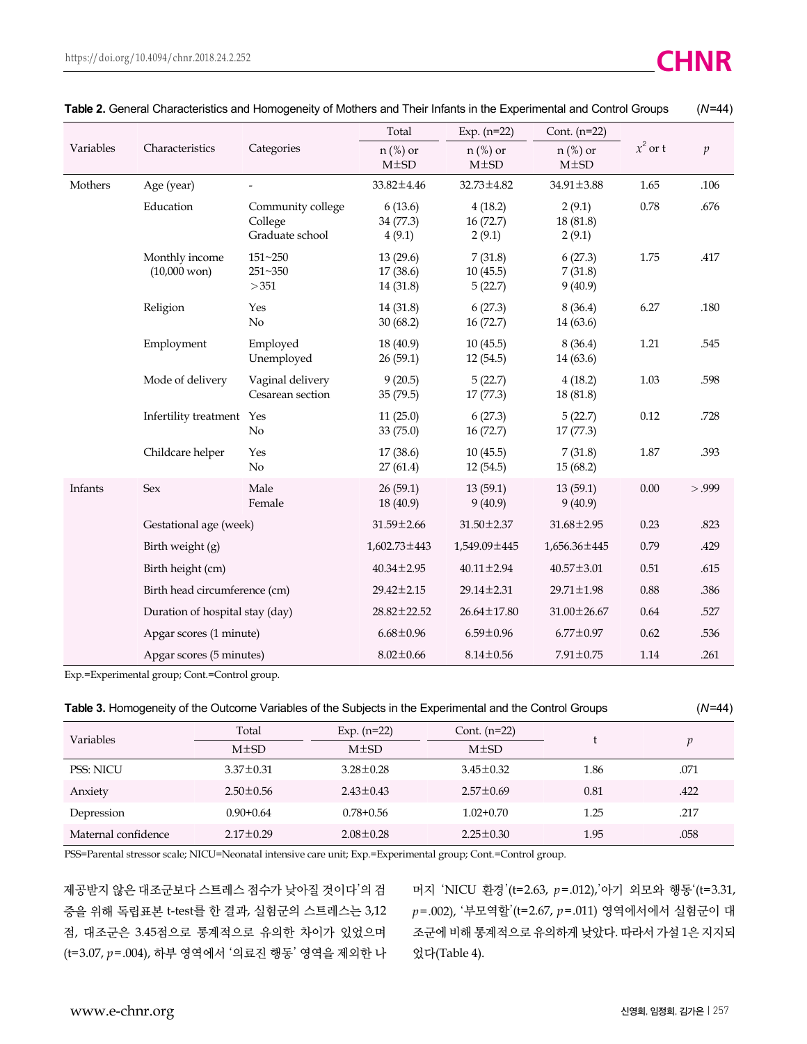**Table 2.** General Characteristics and Homogeneity of Mothers and Their Infants in the Experimental and Control Groups (*N*=44)

| Variables | Characteristics | Categories | Total | Exp. (n=22) | Cont. (n=22) | $x^2$ or t | *p* |
|---|---|---|---|---|---|---|---|
| | | | n (%) or M±SD | n (%) or M±SD | n (%) or M±SD | | |
| Mothers | Age (year) | - | 33.82±4.46 | 32.73±4.82 | 34.91±3.88 | 1.65 | .106 |
| | Education | Community college<br>College<br>Graduate school | 6 (13.6)<br>34 (77.3)<br>4 (9.1) | 4 (18.2)<br>16 (72.7)<br>2 (9.1) | 2 (9.1)<br>18 (81.8)<br>2 (9.1) | 0.78 | .676 |
| | Monthly income (10,000 won) | 151~250<br>251~350<br>>351 | 13 (29.6)<br>17 (38.6)<br>14 (31.8) | 7 (31.8)<br>10 (45.5)<br>5 (22.7) | 6 (27.3)<br>7 (31.8)<br>9 (40.9) | 1.75 | .417 |
| | Religion | Yes<br>No | 14 (31.8)<br>30 (68.2) | 6 (27.3)<br>16 (72.7) | 8 (36.4)<br>14 (63.6) | 6.27 | .180 |
| | Employment | Employed<br>Unemployed | 18 (40.9)<br>26 (59.1) | 10 (45.5)<br>12 (54.5) | 8 (36.4)<br>14 (63.6) | 1.21 | .545 |
| | Mode of delivery | Vaginal delivery<br>Cesarean section | 9 (20.5)<br>35 (79.5) | 5 (22.7)<br>17 (77.3) | 4 (18.2)<br>18 (81.8) | 1.03 | .598 |
| | Infertility treatment | Yes<br>No | 11 (25.0)<br>33 (75.0) | 6 (27.3)<br>16 (72.7) | 5 (22.7)<br>17 (77.3) | 0.12 | .728 |
| | Childcare helper | Yes<br>No | 17 (38.6)<br>27 (61.4) | 10 (45.5)<br>12 (54.5) | 7 (31.8)<br>15 (68.2) | 1.87 | .393 |
| Infants | Sex | Male<br>Female | 26 (59.1)<br>18 (40.9) | 13 (59.1)<br>9 (40.9) | 13 (59.1)<br>9 (40.9) | 0.00 | >.999 |
| | Gestational age (week) | | 31.59±2.66 | 31.50±2.37 | 31.68±2.95 | 0.23 | .823 |
| | Birth weight (g) | | 1,602.73±443 | 1,549.09±445 | 1,656.36±445 | 0.79 | .429 |
| | Birth height (cm) | | 40.34±2.95 | 40.11±2.94 | 40.57±3.01 | 0.51 | .615 |
| | Birth head circumference (cm) | | 29.42±2.15 | 29.14±2.31 | 29.71±1.98 | 0.88 | .386 |
| | Duration of hospital stay (day) | | 28.82±22.52 | 26.64±17.80 | 31.00±26.67 | 0.64 | .527 |
| | Apgar scores (1 minute) | | 6.68±0.96 | 6.59±0.96 | 6.77±0.97 | 0.62 | .536 |
| | Apgar scores (5 minutes) | | 8.02±0.66 | 8.14±0.56 | 7.91±0.75 | 1.14 | .261 |

Exp.=Experimental group; Cont.=Control group.

**Table 3.** Homogeneity of the Outcome Variables of the Subjects in the Experimental and the Control Groups (*N*=44)

| Variables | Total | Exp. (n=22) | Cont. (n=22) | t | *p* |
|---|---|---|---|---|---|
| | M±SD | M±SD | M±SD | | |
| PSS: NICU | 3.37±0.31 | 3.28±0.28 | 3.45±0.32 | 1.86 | .071 |
| Anxiety | 2.50±0.56 | 2.43±0.43 | 2.57±0.69 | 0.81 | .422 |
| Depression | 0.90+0.64 | 0.78+0.56 | 1.02+0.70 | 1.25 | .217 |
| Maternal confidence | 2.17±0.29 | 2.08±0.28 | 2.25±0.30 | 1.95 | .058 |

PSS=Parental stressor scale; NICU=Neonatal intensive care unit; Exp.=Experimental group; Cont.=Control group.

제공받지 않은 대조군보다 스트레스 점수가 낮아질 것이다'의 검증을 위해 독립표본 t-test를 한 결과, 실험군의 스트레스는 3,12점, 대조군은 3.45점으로 통계적으로 유의한 차이가 있었으며(t=3.07, $p$=.004), 하부 영역에서 '의료진 행동' 영역을 제외한 나머지 'NICU 환경'(t=2.63, $p$=.012),'아기 외모와 행동'(t=3.31, $p$=.002), '부모역할'(t=2.67, $p$=.011) 영역에서에서 실험군이 대조군에 비해 통계적으로 유의하게 낮았다. 따라서 가설 1은 지지되었다(Table 4).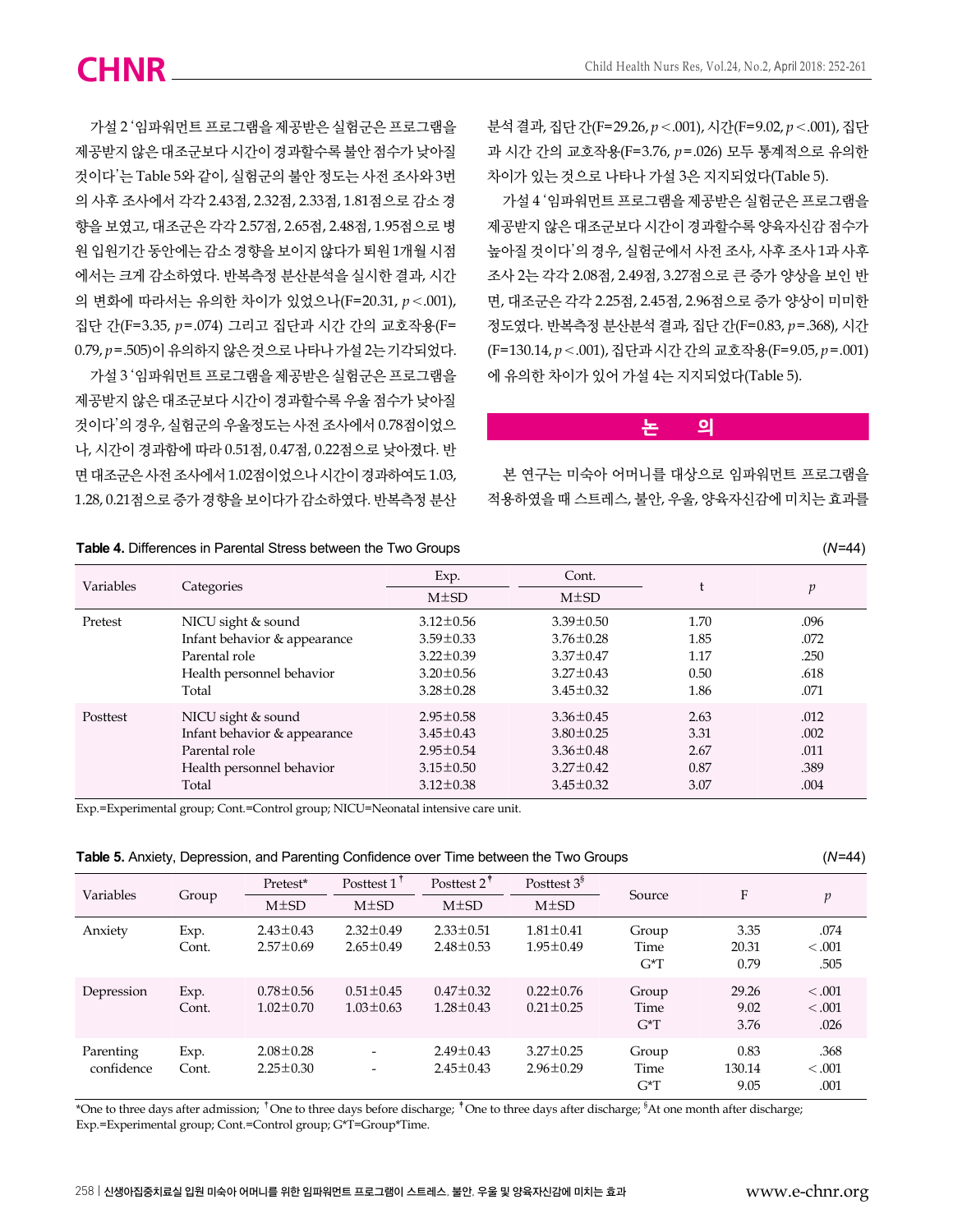가설 2 '임파워먼트 프로그램을 제공받은 실험군은 프로그램을 제공받지 않은 대조군보다 시간이 경과할수록 불안 점수가 낮아질 것이다'는 Table 5와 같이, 실험군의 불안 정도는 사전 조사와 3번의 사후 조사에서 각각 2.43점, 2.32점, 2.33점, 1.81점으로 감소 경향을 보였고, 대조군은 각각 2.57점, 2.65점, 2.48점, 1.95점으로 병원 입원기간 동안에는 감소 경향을 보이지 않다가 퇴원 1개월 시점에서는 크게 감소하였다. 반복측정 분산분석을 실시한 결과, 시간의 변화에 따라서는 유의한 차이가 있었으나(F=20.31, $p<.001$), 집단 간(F=3.35, $p=.074$) 그리고 집단과 시간 간의 교호작용(F=0.79, $p=.505$)이 유의하지 않은 것으로 나타나 가설 2는 기각되었다.

가설 3 '임파워먼트 프로그램을 제공받은 실험군은 프로그램을 제공받지 않은 대조군보다 시간이 경과할수록 우울 점수가 낮아질 것이다'의 경우, 실험군의 우울정도는 사전 조사에서 0.78점이었으나, 시간이 경과함에 따라 0.51점, 0.47점, 0.22점으로 낮아졌다. 반면 대조군은 사전 조사에서 1.02점이었으나 시간이 경과하여도 1.03, 1.28, 0.21점으로 증가 경향을 보이다가 감소하였다. 반복측정 분산분석 결과, 집단 간(F=29.26, $p<.001$), 시간(F=9.02, $p<.001$), 집단과 시간 간의 교호작용(F=3.76, $p=.026$) 모두 통계적으로 유의한 차이가 있는 것으로 나타나 가설 3은 지지되었다(Table 5).

가설 4 '임파워먼트 프로그램을 제공받은 실험군은 프로그램을 제공받지 않은 대조군보다 시간이 경과할수록 양육자신감 점수가 높아질 것이다'의 경우, 실험군에서 사전 조사, 사후 조사 1과 사후 조사 2는 각각 2.08점, 2.49점, 3.27점으로 큰 증가 양상을 보인 반면, 대조군은 각각 2.25점, 2.45점, 2.96점으로 증가 양상이 미미한 정도였다. 반복측정 분산분석 결과, 집단 간(F=0.83, $p=.368$), 시간(F=130.14, $p<.001$), 집단과 시간 간의 교호작용(F=9.05, $p=.001$)에 유의한 차이가 있어 가설 4는 지지되었다(Table 5).

## 논 의

본 연구는 미숙아 어머니를 대상으로 임파워먼트 프로그램을 적용하였을 때 스트레스, 불안, 우울, 양육자신감에 미치는 효과를

**Table 4.** Differences in Parental Stress between the Two Groups (*N*=44)

| Variables | Categories | Exp. M±SD | Cont. M±SD | t | *p* |
|---|---|---|---|---|---|
| Pretest | NICU sight & sound | 3.12±0.56 | 3.39±0.50 | 1.70 | .096 |
| | Infant behavior & appearance | 3.59±0.33 | 3.76±0.28 | 1.85 | .072 |
| | Parental role | 3.22±0.39 | 3.37±0.47 | 1.17 | .250 |
| | Health personnel behavior | 3.20±0.56 | 3.27±0.43 | 0.50 | .618 |
| | Total | 3.28±0.28 | 3.45±0.32 | 1.86 | .071 |
| Posttest | NICU sight & sound | 2.95±0.58 | 3.36±0.45 | 2.63 | .012 |
| | Infant behavior & appearance | 3.45±0.43 | 3.80±0.25 | 3.31 | .002 |
| | Parental role | 2.95±0.54 | 3.36±0.48 | 2.67 | .011 |
| | Health personnel behavior | 3.15±0.50 | 3.27±0.42 | 0.87 | .389 |
| | Total | 3.12±0.38 | 3.45±0.32 | 3.07 | .004 |

Exp.=Experimental group; Cont.=Control group; NICU=Neonatal intensive care unit.

**Table 5.** Anxiety, Depression, and Parenting Confidence over Time between the Two Groups (*N*=44)

| Variables | Group | Pretest* M±SD | Posttest 1† M±SD | Posttest 2‡ M±SD | Posttest 3§ M±SD | Source | F | *p* |
|---|---|---|---|---|---|---|---|---|
| Anxiety | Exp. | 2.43±0.43 | 2.32±0.49 | 2.33±0.51 | 1.81±0.41 | Group | 3.35 | .074 |
| | Cont. | 2.57±0.69 | 2.65±0.49 | 2.48±0.53 | 1.95±0.49 | Time | 20.31 | <.001 |
| | | | | | | G*T | 0.79 | .505 |
| Depression | Exp. | 0.78±0.56 | 0.51±0.45 | 0.47±0.32 | 0.22±0.76 | Group | 29.26 | <.001 |
| | Cont. | 1.02±0.70 | 1.03±0.63 | 1.28±0.43 | 0.21±0.25 | Time | 9.02 | <.001 |
| | | | | | | G*T | 3.76 | .026 |
| Parenting confidence | Exp. | 2.08±0.28 | - | 2.49±0.43 | 3.27±0.25 | Group | 0.83 | .368 |
| | Cont. | 2.25±0.30 | - | 2.45±0.43 | 2.96±0.29 | Time | 130.14 | <.001 |
| | | | | | | G*T | 9.05 | .001 |

*One to three days after admission; †One to three days before discharge; ‡One to three days after discharge; §At one month after discharge;
Exp.=Experimental group; Cont.=Control group; G*T=Group*Time.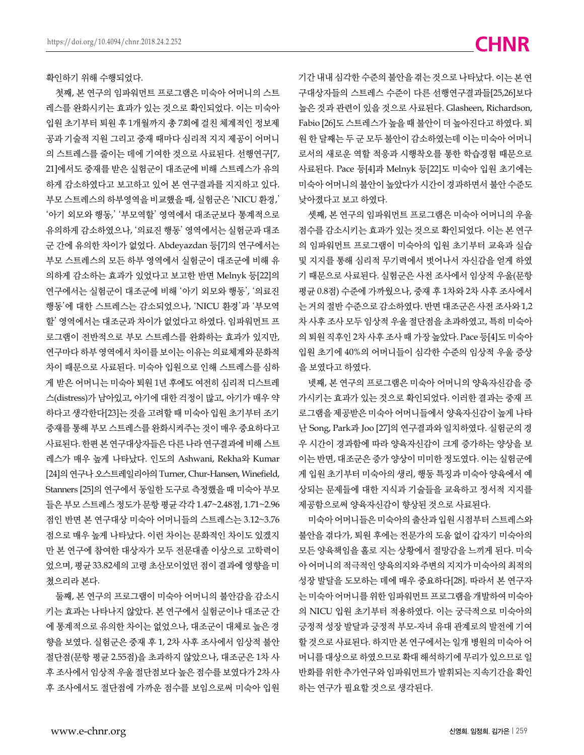확인하기 위해 수행되었다.

첫째, 본 연구의 임파워먼트 프로그램은 미숙아 어머니의 스트레스를 완화시키는 효과가 있는 것으로 확인되었다. 이는 미숙아 입원 초기부터 퇴원 후 1개월까지 총 7회에 걸친 체계적인 정보제공과 기술적 지원 그리고 중재 때마다 심리적 지지 제공이 어머니의 스트레스를 줄이는 데에 기여한 것으로 사료된다. 선행연구[7, 21]에서도 중재를 받은 실험군이 대조군에 비해 스트레스가 유의하게 감소하였다고 보고하고 있어 본 연구결과를 지지하고 있다. 부모 스트레스의 하부영역을 비교했을 때, 실험군은 'NICU 환경,' '아기 외모와 행동,' '부모역할' 영역에서 대조군보다 통계적으로 유의하게 감소하였으나, '의료진 행동' 영역에서는 실험군과 대조군 간에 유의한 차이가 없었다. Abdeyazdan 등[7]의 연구에서는 부모 스트레스의 모든 하부 영역에서 실험군이 대조군에 비해 유의하게 감소하는 효과가 있었다고 보고한 반면 Melnyk 등[22]의 연구에서는 실험군이 대조군에 비해 '아기 외모와 행동', '의료진 행동'에 대한 스트레스는 감소되었으나, 'NICU 환경'과 '부모역할' 영역에서는 대조군과 차이가 없었다고 하였다. 임파워먼트 프로그램이 전반적으로 부모 스트레스를 완화하는 효과가 있지만, 연구마다 하부 영역에서 차이를 보이는 이유는 의료체계와 문화적 차이 때문으로 사료된다. 미숙아 입원으로 인해 스트레스를 심하게 받은 어머니는 미숙아 퇴원 1년 후에도 여전히 심리적 디스트레스(distress)가 남아있고, 아기에 대한 걱정이 많고, 아기가 매우 약하다고 생각한다[23]는 것을 고려할 때 미숙아 입원 초기부터 조기 중재를 통해 부모 스트레스를 완화시켜주는 것이 매우 중요하다고 사료된다. 한편 본 연구대상자들은 다른 나라 연구결과에 비해 스트레스가 매우 높게 나타났다. 인도의 Ashwani, Rekha와 Kumar [24]의 연구나 오스트레일리아의 Turner, Chur-Hansen, Winefield, Stanners [25]의 연구에서 동일한 도구로 측정했을 때 미숙아 부모들은 부모 스트레스 정도가 문항 평균 각각 1.47~2.48점, 1.71~2.96점인 반면 본 연구대상 미숙아 어머니들의 스트레스는 3.12~3.76점으로 매우 높게 나타났다. 이런 차이는 문화적인 차이도 있겠지만 본 연구에 참여한 대상자가 모두 전문대졸 이상으로 고학력이었으며, 평균 33.82세의 고령 초산모이었던 점이 결과에 영향을 미쳤으리라 본다.

둘째, 본 연구의 프로그램이 미숙아 어머니의 불안감을 감소시키는 효과는 나타나지 않았다. 본 연구에서 실험군이나 대조군 간에 통계적으로 유의한 차이는 없었으나, 대조군이 대체로 높은 경향을 보였다. 실험군은 중재 후 1, 2차 사후 조사에서 임상적 불안 절단점(문항 평균 2.55점)을 초과하지 않았으나, 대조군은 1차 사후 조사에서 임상적 우울 절단점보다 높은 점수를 보였다가 2차 사후 조사에서도 절단점에 가까운 점수를 보임으로써 미숙아 입원 기간 내내 심각한 수준의 불안을 겪는 것으로 나타났다. 이는 본 연구대상자들의 스트레스 수준이 다른 선행연구결과들[25,26]보다 높은 것과 관련이 있을 것으로 사료된다. Glasheen, Richardson, Fabio [26]도 스트레스가 높을 때 불안이 더 높아진다고 하였다. 퇴원 한 달째는 두 군 모두 불안이 감소하였는데 이는 미숙아 어머니로서의 새로운 역할 적응과 시행착오를 통한 학습경험 때문으로 사료된다. Pace 등[4]과 Melnyk 등[22]도 미숙아 입원 초기에는 미숙아 어머니의 불안이 높았다가 시간이 경과하면서 불안 수준도 낮아졌다고 보고 하였다.

셋째, 본 연구의 임파워먼트 프로그램은 미숙아 어머니의 우울 점수를 감소시키는 효과가 있는 것으로 확인되었다. 이는 본 연구의 임파워먼트 프로그램이 미숙아의 입원 초기부터 교육과 실습 및 지지를 통해 심리적 무기력에서 벗어나서 자신감을 얻게 하였기 때문으로 사료된다. 실험군은 사전 조사에서 임상적 우울(문항 평균 0.8점) 수준에 가까웠으나, 중재 후 1차와 2차 사후 조사에서는 거의 절반 수준으로 감소하였다. 반면 대조군은 사전 조사와 1,2차 사후 조사 모두 임상적 우울 절단점을 초과하였고, 특히 미숙아의 퇴원 직후인 2차 사후 조사 때 가장 높았다. Pace 등[4]도 미숙아 입원 초기에 40%의 어머니들이 심각한 수준의 임상적 우울 증상을 보였다고 하였다.

넷째, 본 연구의 프로그램은 미숙아 어머니의 양육자신감을 증가시키는 효과가 있는 것으로 확인되었다. 이러한 결과는 중재 프로그램을 제공받은 미숙아 어머니들에서 양육자신감이 높게 나타난 Song, Park과 Joo [27]의 연구결과와 일치하였다. 실험군의 경우 시간이 경과함에 따라 양육자신감이 크게 증가하는 양상을 보이는 반면, 대조군은 증가 양상이 미미한 정도였다. 이는 실험군에게 입원 초기부터 미숙아의 생리, 행동 특징과 미숙아 양육에서 예상되는 문제들에 대한 지식과 기술들을 교육하고 정서적 지지를 제공함으로써 양육자신감이 향상된 것으로 사료된다.

미숙아 어머니들은 미숙아의 출산과 입원 시점부터 스트레스와 불안을 겪다가, 퇴원 후에는 전문가의 도움 없이 갑자기 미숙아의 모든 양육책임을 홀로 지는 상황에서 절망감을 느끼게 된다. 미숙아 어머니의 적극적인 양육의지와 주변의 지지가 미숙아의 최적의 성장 발달을 도모하는 데에 매우 중요하다[28]. 따라서 본 연구자는 미숙아 어머니를 위한 임파워먼트 프로그램을 개발하여 미숙아의 NICU 입원 초기부터 적용하였다. 이는 궁극적으로 미숙아의 긍정적 성장 발달과 긍정적 부모-자녀 유대 관계로의 발전에 기여할 것으로 사료된다. 하지만 본 연구에서는 일개 병원의 미숙아 어머니를 대상으로 하였으므로 확대 해석하기에 무리가 있으므로 일반화를 위한 추가연구와 임파워먼트가 발휘되는 지속기간을 확인하는 연구가 필요할 것으로 생각된다.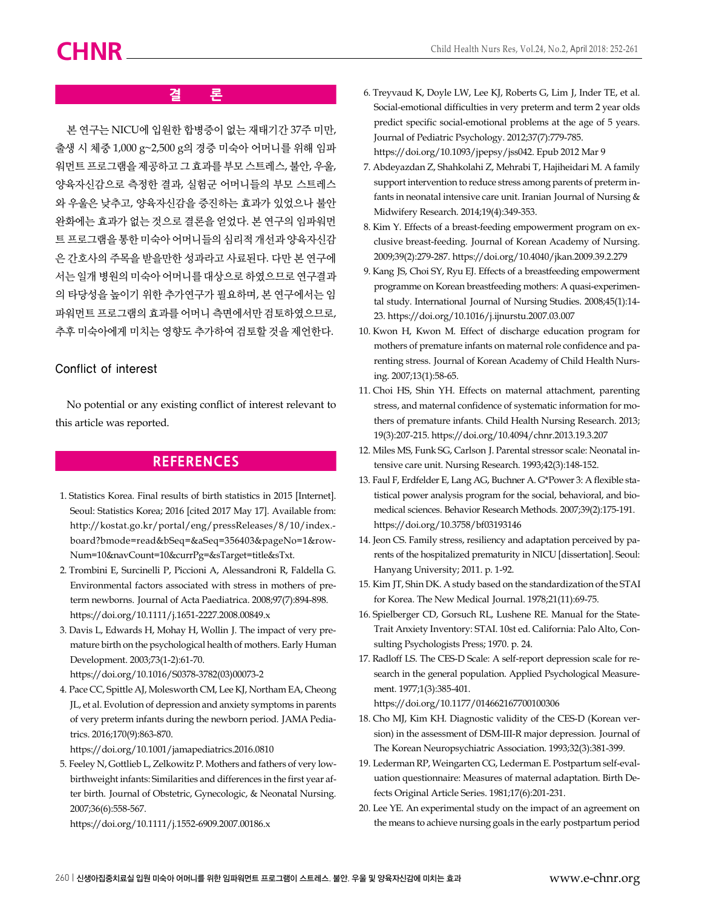## 결 론

본 연구는 NICU에 입원한 합병증이 없는 재태기간 37주 미만, 출생 시 체중 1,000 g~2,500 g의 경증 미숙아 어머니를 위해 임파워먼트 프로그램을 제공하고 그 효과를 부모 스트레스, 불안, 우울, 양육자신감으로 측정한 결과, 실험군 어머니들의 부모 스트레스와 우울은 낮추고, 양육자신감을 증진하는 효과가 있었으나 불안 완화에는 효과가 없는 것으로 결론을 얻었다. 본 연구의 임파워먼트 프로그램을 통한 미숙아 어머니들의 심리적 개선과 양육자신감은 간호사의 주목을 받을만한 성과라고 사료된다. 다만 본 연구에서는 일개 병원의 미숙아 어머니를 대상으로 하였으므로 연구결과의 타당성을 높이기 위한 추가연구가 필요하며, 본 연구에서는 임파워먼트 프로그램의 효과를 어머니 측면에서만 검토하였으므로, 추후 미숙아에게 미치는 영향도 추가하여 검토할 것을 제언한다.

### Conflict of interest

No potential or any existing conflict of interest relevant to this article was reported.

## REFERENCES

1. Statistics Korea. Final results of birth statistics in 2015 [Internet]. Seoul: Statistics Korea; 2016 [cited 2017 May 17]. Available from: http://kostat.go.kr/portal/eng/pressReleases/8/10/index.board?bmode=read&bSeq=&aSeq=356403&pageNo=1&rowNum=10&navCount=10&currPg=&sTarget=title&sTxt.
2. Trombini E, Surcinelli P, Piccioni A, Alessandroni R, Faldella G. Environmental factors associated with stress in mothers of preterm newborns. Journal of Acta Paediatrica. 2008;97(7):894-898. https://doi.org/10.1111/j.1651-2227.2008.00849.x
3. Davis L, Edwards H, Mohay H, Wollin J. The impact of very premature birth on the psychological health of mothers. Early Human Development. 2003;73(1-2):61-70. https://doi.org/10.1016/S0378-3782(03)00073-2
4. Pace CC, Spittle AJ, Molesworth CM, Lee KJ, Northam EA, Cheong JL, et al. Evolution of depression and anxiety symptoms in parents of very preterm infants during the newborn period. JAMA Pediatrics. 2016;170(9):863-870. https://doi.org/10.1001/jamapediatrics.2016.0810
5. Feeley N, Gottlieb L, Zelkowitz P. Mothers and fathers of very low-birthweight infants: Similarities and differences in the first year after birth. Journal of Obstetric, Gynecologic, & Neonatal Nursing. 2007;36(6):558-567. https://doi.org/10.1111/j.1552-6909.2007.00186.x
6. Treyvaud K, Doyle LW, Lee KJ, Roberts G, Lim J, Inder TE, et al. Social-emotional difficulties in very preterm and term 2 year olds predict specific social-emotional problems at the age of 5 years. Journal of Pediatric Psychology. 2012;37(7):779-785. https://doi.org/10.1093/jpepsy/jss042. Epub 2012 Mar 9
7. Abdeyazdan Z, Shahkolahi Z, Mehrabi T, Hajiheidari M. A family support intervention to reduce stress among parents of preterm infants in neonatal intensive care unit. Iranian Journal of Nursing & Midwifery Research. 2014;19(4):349-353.
8. Kim Y. Effects of a breast-feeding empowerment program on exclusive breast-feeding. Journal of Korean Academy of Nursing. 2009;39(2):279-287. https://doi.org/10.4040/jkan.2009.39.2.279
9. Kang JS, Choi SY, Ryu EJ. Effects of a breastfeeding empowerment programme on Korean breastfeeding mothers: A quasi-experimental study. International Journal of Nursing Studies. 2008;45(1):14-23. https://doi.org/10.1016/j.ijnurstu.2007.03.007
10. Kwon H, Kwon M. Effect of discharge education program for mothers of premature infants on maternal role confidence and parenting stress. Journal of Korean Academy of Child Health Nursing. 2007;13(1):58-65.
11. Choi HS, Shin YH. Effects on maternal attachment, parenting stress, and maternal confidence of systematic information for mothers of premature infants. Child Health Nursing Research. 2013;19(3):207-215. https://doi.org/10.4094/chnr.2013.19.3.207
12. Miles MS, Funk SG, Carlson J. Parental stressor scale: Neonatal intensive care unit. Nursing Research. 1993;42(3):148-152.
13. Faul F, Erdfelder E, Lang AG, Buchner A. G*Power 3: A flexible statistical power analysis program for the social, behavioral, and biomedical sciences. Behavior Research Methods. 2007;39(2):175-191. https://doi.org/10.3758/bf03193146
14. Jeon CS. Family stress, resiliency and adaptation perceived by parents of the hospitalized prematurity in NICU [dissertation]. Seoul: Hanyang University; 2011. p. 1-92.
15. Kim JT, Shin DK. A study based on the standardization of the STAI for Korea. The New Medical Journal. 1978;21(11):69-75.
16. Spielberger CD, Gorsuch RL, Lushene RE. Manual for the State-Trait Anxiety Inventory: STAI. 10st ed. California: Palo Alto, Consulting Psychologists Press; 1970. p. 24.
17. Radloff LS. The CES-D Scale: A self-report depression scale for research in the general population. Applied Psychological Measurement. 1977;1(3):385-401. https://doi.org/10.1177/014662167700100306
18. Cho MJ, Kim KH. Diagnostic validity of the CES-D (Korean version) in the assessment of DSM-III-R major depression. Journal of The Korean Neuropsychiatric Association. 1993;32(3):381-399.
19. Lederman RP, Weingarten CG, Lederman E. Postpartum self-evaluation questionnaire: Measures of maternal adaptation. Birth Defects Original Article Series. 1981;17(6):201-231.
20. Lee YE. An experimental study on the impact of an agreement on the means to achieve nursing goals in the early postpartum period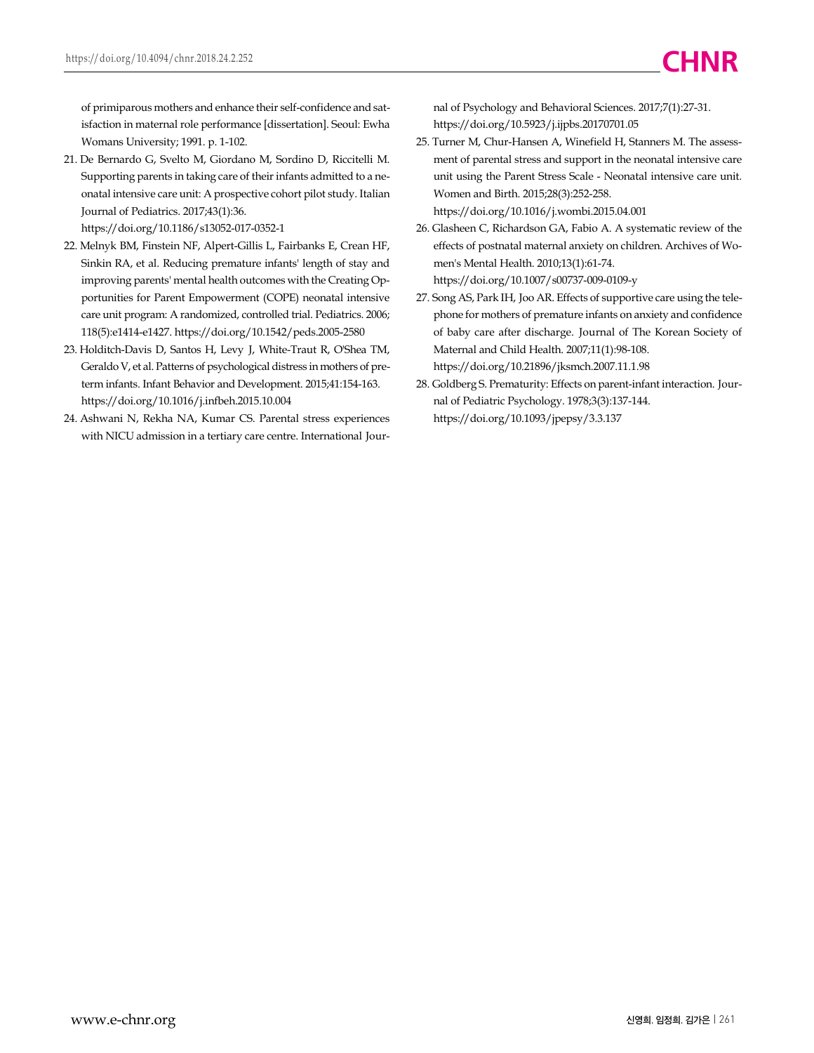of primiparous mothers and enhance their self-confidence and satisfaction in maternal role performance [dissertation]. Seoul: Ewha Womans University; 1991. p. 1-102.

21. De Bernardo G, Svelto M, Giordano M, Sordino D, Riccitelli M. Supporting parents in taking care of their infants admitted to a neonatal intensive care unit: A prospective cohort pilot study. Italian Journal of Pediatrics. 2017;43(1):36. https://doi.org/10.1186/s13052-017-0352-1
22. Melnyk BM, Finstein NF, Alpert-Gillis L, Fairbanks E, Crean HF, Sinkin RA, et al. Reducing premature infants' length of stay and improving parents' mental health outcomes with the Creating Opportunities for Parent Empowerment (COPE) neonatal intensive care unit program: A randomized, controlled trial. Pediatrics. 2006; 118(5):e1414-e1427. https://doi.org/10.1542/peds.2005-2580
23. Holditch-Davis D, Santos H, Levy J, White-Traut R, O'Shea TM, Geraldo V, et al. Patterns of psychological distress in mothers of preterm infants. Infant Behavior and Development. 2015;41:154-163. https://doi.org/10.1016/j.infbeh.2015.10.004
24. Ashwani N, Rekha NA, Kumar CS. Parental stress experiences with NICU admission in a tertiary care centre. International Journal of Psychology and Behavioral Sciences. 2017;7(1):27-31. https://doi.org/10.5923/j.ijpbs.20170701.05
25. Turner M, Chur-Hansen A, Winefield H, Stanners M. The assessment of parental stress and support in the neonatal intensive care unit using the Parent Stress Scale - Neonatal intensive care unit. Women and Birth. 2015;28(3):252-258. https://doi.org/10.1016/j.wombi.2015.04.001
26. Glasheen C, Richardson GA, Fabio A. A systematic review of the effects of postnatal maternal anxiety on children. Archives of Women's Mental Health. 2010;13(1):61-74. https://doi.org/10.1007/s00737-009-0109-y
27. Song AS, Park IH, Joo AR. Effects of supportive care using the telephone for mothers of premature infants on anxiety and confidence of baby care after discharge. Journal of The Korean Society of Maternal and Child Health. 2007;11(1):98-108. https://doi.org/10.21896/jksmch.2007.11.1.98
28. Goldberg S. Prematurity: Effects on parent-infant interaction. Journal of Pediatric Psychology. 1978;3(3):137-144. https://doi.org/10.1093/jpepsy/3.3.137